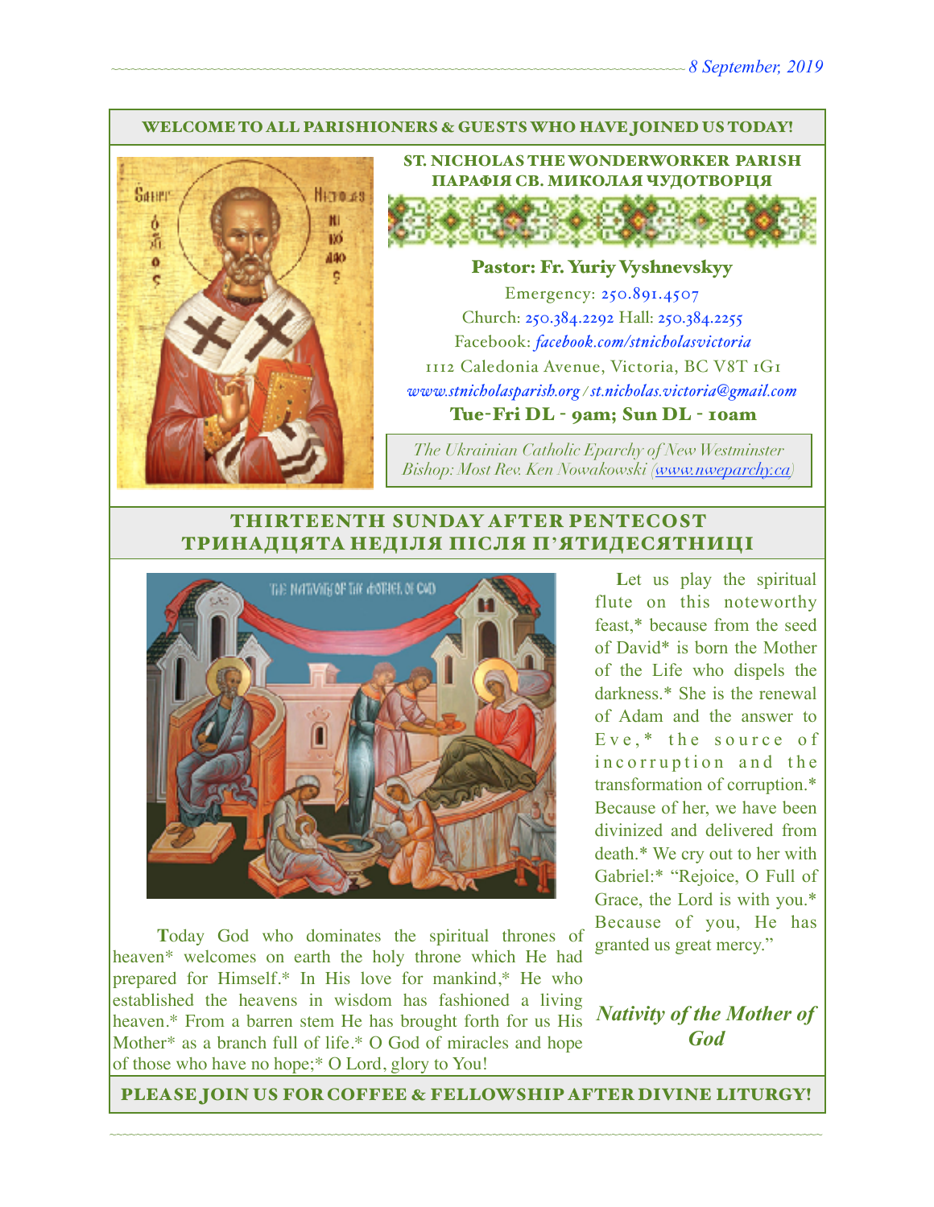8 September, 2019

WELCOME TO ALL PARISHIONERS & GUESTS WHO HAVE JOINED US TODAY!

## ST. NICHOLAS THE WONDERWORKER PARISH
## ПАРАФІЯ СВ. МИКОЛАЯ ЧУДОТВОРЦЯ

**Pastor: Fr. Yuriy Vyshnevskyy**

Emergency: 250.891.4507
Church: 250.384.2292 Hall: 250.384.2255
Facebook: *facebook.com/stnicholasvictoria*
1112 Caledonia Avenue, Victoria, BC V8T 1G1
*www.stnicholasparish.org / st.nicholas.victoria@gmail.com*

**Tue-Fri DL - 9am; Sun DL - 10am**

*The Ukrainian Catholic Eparchy of New Westminster*
*Bishop: Most Rev. Ken Nowakowski (www.nweparchy.ca)*

## THIRTEENTH SUNDAY AFTER PENTECOST
## ТРИНАДЦЯТА НЕДІЛЯ ПІСЛЯ П'ЯТИДЕСЯТНИЦІ

Today God who dominates the spiritual thrones of heaven* welcomes on earth the holy throne which He had prepared for Himself.* In His love for mankind,* He who established the heavens in wisdom has fashioned a living heaven.* From a barren stem He has brought forth for us His Mother* as a branch full of life.* O God of miracles and hope of those who have no hope;* O Lord, glory to You!

Let us play the spiritual flute on this noteworthy feast,* because from the seed of David* is born the Mother of the Life who dispels the darkness.* She is the renewal of Adam and the answer to Eve,* the source of incorruption and the transformation of corruption.* Because of her, we have been divinized and delivered from death.* We cry out to her with Gabriel:* "Rejoice, O Full of Grace, the Lord is with you.* Because of you, He has granted us great mercy."

***Nativity of the Mother of God***

PLEASE JOIN US FOR COFFEE & FELLOWSHIP AFTER DIVINE LITURGY!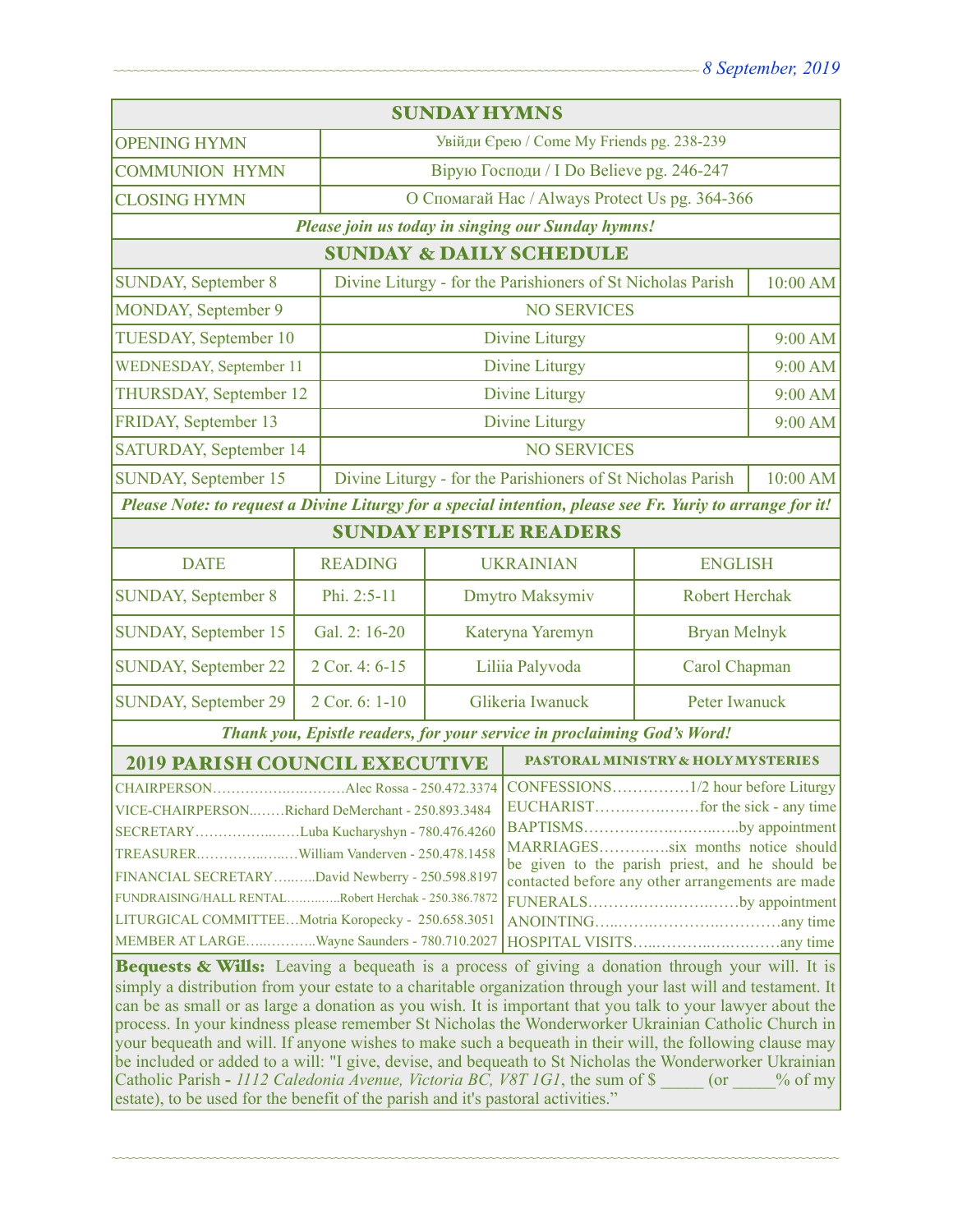*8 September, 2019*

## SUNDAY HYMNS

| | |
|---|---|
| OPENING HYMN | Увійди Єрею / Come My Friends pg. 238-239 |
| COMMUNION HYMN | Вірую Господи / I Do Believe pg. 246-247 |
| CLOSING HYMN | О Спомагай Нас / Always Protect Us pg. 364-366 |

*Please join us today in singing our Sunday hymns!*

## SUNDAY & DAILY SCHEDULE

| | | |
|---|---|---|
| SUNDAY, September 8 | Divine Liturgy - for the Parishioners of St Nicholas Parish | 10:00 AM |
| MONDAY, September 9 | NO SERVICES | |
| TUESDAY, September 10 | Divine Liturgy | 9:00 AM |
| WEDNESDAY, September 11 | Divine Liturgy | 9:00 AM |
| THURSDAY, September 12 | Divine Liturgy | 9:00 AM |
| FRIDAY, September 13 | Divine Liturgy | 9:00 AM |
| SATURDAY, September 14 | NO SERVICES | |
| SUNDAY, September 15 | Divine Liturgy - for the Parishioners of St Nicholas Parish | 10:00 AM |

*Please Note: to request a Divine Liturgy for a special intention, please see Fr. Yuriy to arrange for it!*

## SUNDAY EPISTLE READERS

| DATE | READING | UKRAINIAN | ENGLISH |
|---|---|---|---|
| SUNDAY, September 8 | Phi. 2:5-11 | Dmytro Maksymiv | Robert Herchak |
| SUNDAY, September 15 | Gal. 2: 16-20 | Kateryna Yaremyn | Bryan Melnyk |
| SUNDAY, September 22 | 2 Cor. 4: 6-15 | Liliia Palyvoda | Carol Chapman |
| SUNDAY, September 29 | 2 Cor. 6: 1-10 | Glikeria Iwanuck | Peter Iwanuck |

*Thank you, Epistle readers, for your service in proclaiming God's Word!*

## 2019 PARISH COUNCIL EXECUTIVE

CHAIRPERSON……………………Alec Rossa - 250.472.3374
VICE-CHAIRPERSON……Richard DeMerchant - 250.893.3484
SECRETARY………………Luba Kucharyshyn - 780.476.4260
TREASURER………………William Vanderven - 250.478.1458
FINANCIAL SECRETARY……David Newberry - 250.598.8197
FUNDRAISING/HALL RENTAL…………Robert Herchak - 250.386.7872
LITURGICAL COMMITTEE…Motria Koropecky - 250.658.3051
MEMBER AT LARGE…………Wayne Saunders - 780.710.2027

## PASTORAL MINISTRY & HOLY MYSTERIES

CONFESSIONS……………1/2 hour before Liturgy
EUCHARIST………………for the sick - any time
BAPTISMS………………………by appointment
MARRIAGES…………six months notice should be given to the parish priest, and he should be contacted before any other arrangements are made
FUNERALS………………………by appointment
ANOINTING……………………………any time
HOSPITAL VISITS…………………………any time

**Bequests & Wills:** Leaving a bequeath is a process of giving a donation through your will. It is simply a distribution from your estate to a charitable organization through your last will and testament. It can be as small or as large a donation as you wish. It is important that you talk to your lawyer about the process. In your kindness please remember St Nicholas the Wonderworker Ukrainian Catholic Church in your bequeath and will. If anyone wishes to make such a bequeath in their will, the following clause may be included or added to a will: "I give, devise, and bequeath to St Nicholas the Wonderworker Ukrainian Catholic Parish - *1112 Caledonia Avenue, Victoria BC, V8T 1G1*, the sum of $ _____ (or _____% of my estate), to be used for the benefit of the parish and it's pastoral activities."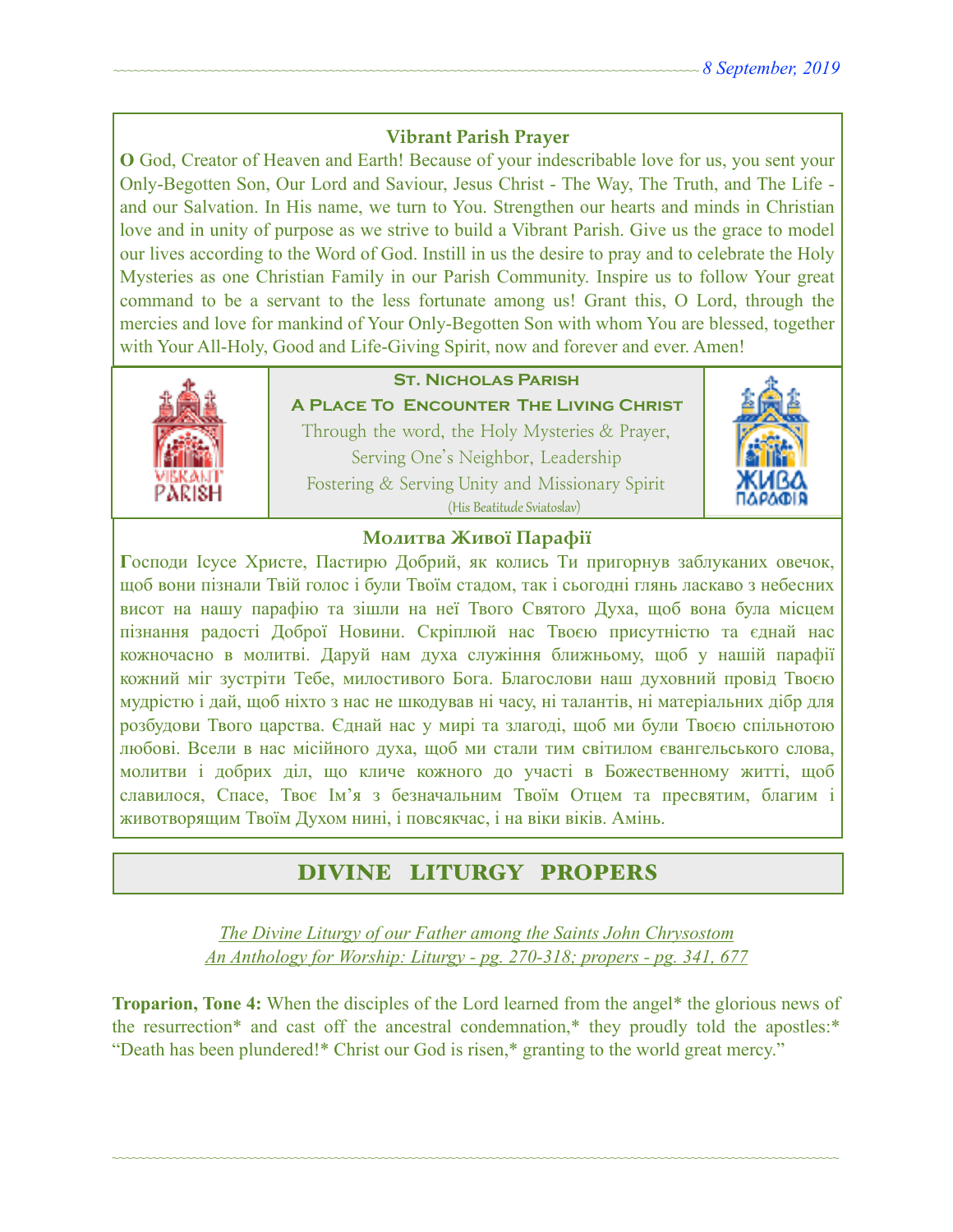## Vibrant Parish Prayer

**O** God, Creator of Heaven and Earth! Because of your indescribable love for us, you sent your Only-Begotten Son, Our Lord and Saviour, Jesus Christ - The Way, The Truth, and The Life - and our Salvation. In His name, we turn to You. Strengthen our hearts and minds in Christian love and in unity of purpose as we strive to build a Vibrant Parish. Give us the grace to model our lives according to the Word of God. Instill in us the desire to pray and to celebrate the Holy Mysteries as one Christian Family in our Parish Community. Inspire us to follow Your great command to be a servant to the less fortunate among us! Grant this, O Lord, through the mercies and love for mankind of Your Only-Begotten Son with whom You are blessed, together with Your All-Holy, Good and Life-Giving Spirit, now and forever and ever. Amen!

**St. Nicholas Parish**

**A Place To Encounter The Living Christ**

Through the word, the Holy Mysteries & Prayer,
Serving One's Neighbor, Leadership
Fostering & Serving Unity and Missionary Spirit
(His Beatitude Sviatoslav)

## Молитва Живої Парафії

**Г**осподи Ісусе Христе, Пастирю Добрий, як колись Ти пригорнув заблуканих овечок, щоб вони пізнали Твій голос і були Твоїм стадом, так і сьогодні глянь ласкаво з небесних висот на нашу парафію та зішли на неї Твого Святого Духа, щоб вона була місцем пізнання радості Доброї Новини. Скріплюй нас Твоєю присутністю та єднай нас кожночасно в молитві. Даруй нам духа служіння ближньому, щоб у нашій парафії кожний міг зустріти Тебе, милостивого Бога. Благослови наш духовний провід Твоєю мудрістю і дай, щоб ніхто з нас не шкодував ні часу, ні талантів, ні матеріальних дібр для розбудови Твого царства. Єднай нас у мирі та злагоді, щоб ми були Твоєю спільнотою любові. Всели в нас місійного духа, щоб ми стали тим світилом євангельського слова, молитви і добрих діл, що кличе кожного до участі в Божественному житті, щоб славилося, Спасе, Твоє Ім'я з безначальним Твоїм Отцем та пресвятим, благим і животворящим Твоїм Духом нині, і повсякчас, і на віки віків. Амінь.

# DIVINE LITURGY PROPERS

*The Divine Liturgy of our Father among the Saints John Chrysostom*
*An Anthology for Worship: Liturgy - pg. 270-318; propers - pg. 341, 677*

**Troparion, Tone 4:** When the disciples of the Lord learned from the angel* the glorious news of the resurrection* and cast off the ancestral condemnation,* they proudly told the apostles:* "Death has been plundered!* Christ our God is risen,* granting to the world great mercy."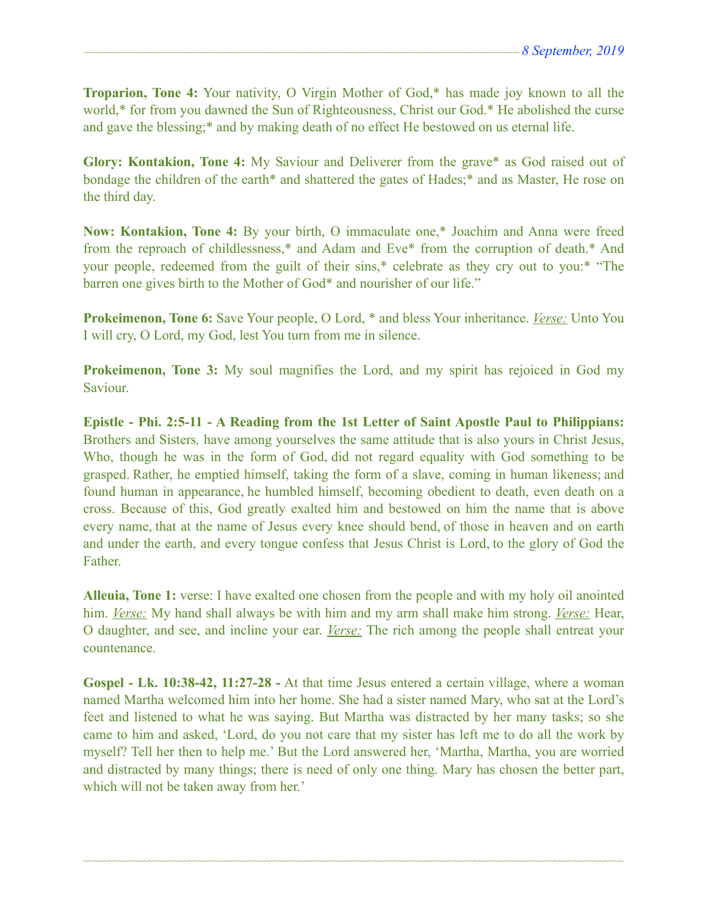**Troparion, Tone 4:** Your nativity, O Virgin Mother of God,* has made joy known to all the world,* for from you dawned the Sun of Righteousness, Christ our God.* He abolished the curse and gave the blessing;* and by making death of no effect He bestowed on us eternal life.

**Glory: Kontakion, Tone 4:** My Saviour and Deliverer from the grave* as God raised out of bondage the children of the earth* and shattered the gates of Hades;* and as Master, He rose on the third day.

**Now: Kontakion, Tone 4:** By your birth, O immaculate one,* Joachim and Anna were freed from the reproach of childlessness,* and Adam and Eve* from the corruption of death.* And your people, redeemed from the guilt of their sins,* celebrate as they cry out to you:* "The barren one gives birth to the Mother of God* and nourisher of our life."

**Prokeimenon, Tone 6:** Save Your people, O Lord, * and bless Your inheritance. *Verse:* Unto You I will cry, O Lord, my God, lest You turn from me in silence.

**Prokeimenon, Tone 3:** My soul magnifies the Lord, and my spirit has rejoiced in God my Saviour.

**Epistle - Phi. 2:5-11 - A Reading from the 1st Letter of Saint Apostle Paul to Philippians:** Brothers and Sisters*,* have among yourselves the same attitude that is also yours in Christ Jesus, Who, though he was in the form of God, did not regard equality with God something to be grasped. Rather, he emptied himself, taking the form of a slave, coming in human likeness; and found human in appearance, he humbled himself, becoming obedient to death, even death on a cross. Because of this, God greatly exalted him and bestowed on him the name that is above every name, that at the name of Jesus every knee should bend, of those in heaven and on earth and under the earth, and every tongue confess that Jesus Christ is Lord, to the glory of God the Father.

**Alleuia, Tone 1:** verse: I have exalted one chosen from the people and with my holy oil anointed him. *Verse:* My hand shall always be with him and my arm shall make him strong. *Verse:* Hear, O daughter, and see, and incline your ear. *Verse:* The rich among the people shall entreat your countenance.

**Gospel - Lk. 10:38-42, 11:27-28 -** At that time Jesus entered a certain village, where a woman named Martha welcomed him into her home. She had a sister named Mary, who sat at the Lord's feet and listened to what he was saying. But Martha was distracted by her many tasks; so she came to him and asked, 'Lord, do you not care that my sister has left me to do all the work by myself? Tell her then to help me.' But the Lord answered her, 'Martha, Martha, you are worried and distracted by many things; there is need of only one thing. Mary has chosen the better part, which will not be taken away from her.'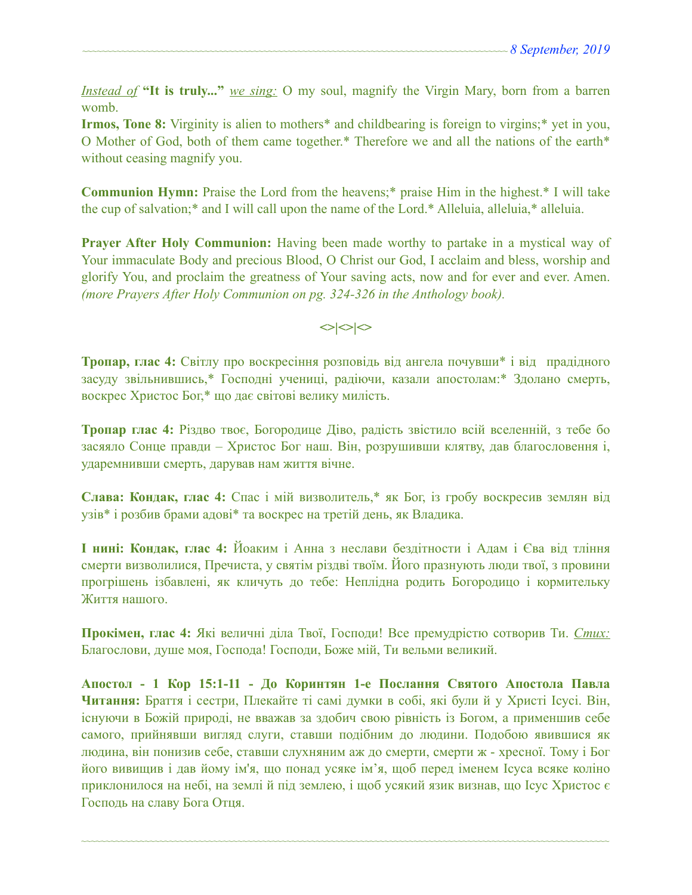*Instead of* **"It is truly..."** *we sing:* O my soul, magnify the Virgin Mary, born from a barren womb.
**Irmos, Tone 8:** Virginity is alien to mothers* and childbearing is foreign to virgins;* yet in you, O Mother of God, both of them came together.* Therefore we and all the nations of the earth* without ceasing magnify you.

**Communion Hymn:** Praise the Lord from the heavens;* praise Him in the highest.* I will take the cup of salvation;* and I will call upon the name of the Lord.* Alleluia, alleluia,* alleluia.

**Prayer After Holy Communion:** Having been made worthy to partake in a mystical way of Your immaculate Body and precious Blood, O Christ our God, I acclaim and bless, worship and glorify You, and proclaim the greatness of Your saving acts, now and for ever and ever. Amen. *(more Prayers After Holy Communion on pg. 324-326 in the Anthology book).*

<>|<>|<>

**Тропар, глас 4:** Світлу про воскресіння розповідь від ангела почувши* і від прадідного засуду звільнившись,* Господні учениці, радіючи, казали апостолам:* Здолано смерть, воскрес Христос Бог,* що дає світові велику милість.

**Тропар глас 4:** Різдво твоє, Богородице Діво, радість звістило всій вселенній, з тебе бо засяяло Сонце правди – Христос Бог наш. Він, розрушивши клятву, дав благословення і, ударемнивши смерть, дарував нам життя вічне.

**Слава: Кондак, глас 4:** Спас і мій визволитель,* як Бог, із гробу воскресив землян від узів* і розбив брами адові* та воскрес на третій день, як Владика.

**І нині: Кондак, глас 4:** Йоаким і Анна з неслави бездітности і Адам і Єва від тління смерти визволилися, Пречиста, у святім різдві твоїм. Його празнують люди твої, з провини прогрішень ізбавлені, як кличуть до тебе: Неплідна родить Богородицо і кормительку Життя нашого.

**Прокімен, глас 4:** Які величні діла Твої, Господи! Все премудрістю сотворив Ти. *Стих:* Благослови, душе моя, Господа! Господи, Боже мій, Ти вельми великий.

**Апостол - 1 Кор 15:1-11 - До Коринтян 1-e Послання Святого Апостола Павла Читання:** Браття і сестри, Плекайте ті самі думки в собі, які були й у Христі Ісусі. Він, існуючи в Божій природі, не вважав за здобич свою рівність із Богом, а применшив себе самого, прийнявши вигляд слуги, ставши подібним до людини. Подобою явившися як людина, він понизив себе, ставши слухняним аж до смерти, смерти ж - хресної. Тому і Бог його вивищив і дав йому ім'я, що понад усяке ім'я, щоб перед іменем Ісуса всяке коліно приклонилося на небі, на землі й під землею, і щоб усякий язик визнав, що Ісус Христос є Господь на славу Бога Отця.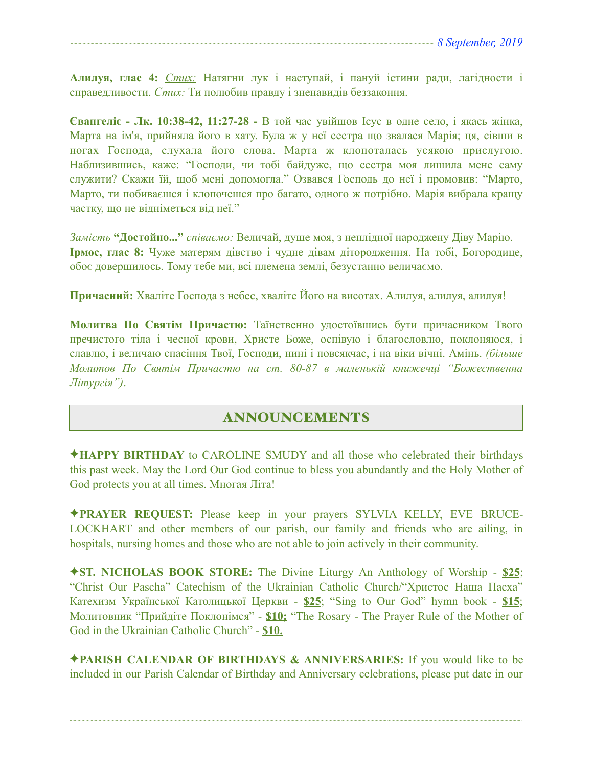**Алилуя, глас 4:** *Стих:* Натягни лук і наступай, і пануй істини ради, лагідности і справедливости. *Стих:* Ти полюбив правду і зненавидів беззаконня.

**Євангеліє - Лк. 10:38-42, 11:27-28 -** В той час увійшов Ісус в одне село, і якась жінка, Марта на ім'я, прийняла його в хату. Була ж у неї сестра що звалася Марія; ця, сівши в ногах Господа, слухала його слова. Марта ж клопоталась усякою прислугою. Наблизившись, каже: "Господи, чи тобі байдуже, що сестра моя лишила мене саму служити? Скажи їй, щоб мені допомогла." Озвався Господь до неї і промовив: "Марто, Марто, ти побиваєшся і клопочешся про багато, одного ж потрібно. Марія вибрала кращу частку, що не відніметься від неї."

*Замість* **"Достойно..."** *співаємо:* Величай, душе моя, з неплідної народжену Діву Марію.
**Ірмос, глас 8:** Чуже матерям дівство і чудне дівам дітородження. На тобі, Богородице, обоє довершилось. Тому тебе ми, всі племена землі, безустанно величаємо.

**Причасний:** Хваліте Господа з небес, хваліте Його на висотах. Алилуя, алилуя, алилуя!

**Молитва По Святім Причастю:** Таїнственно удостоївшись бути причасником Твого пречистого тіла і чесної крови, Христе Боже, оспівую і благословлю, поклоняюся, і славлю, і величаю спасіння Твої, Господи, нині і повсякчас, і на віки вічні. Амінь. *(більше Молитов По Святім Причастю на ст. 80-87 в маленькій книжечці "Божественна Літургія").*

## ANNOUNCEMENTS

✦**HAPPY BIRTHDAY** to CAROLINE SMUDY and all those who celebrated their birthdays this past week. May the Lord Our God continue to bless you abundantly and the Holy Mother of God protects you at all times. Многая Літа!

✦**PRAYER REQUEST:** Please keep in your prayers SYLVIA KELLY, EVE BRUCE-LOCKHART and other members of our parish, our family and friends who are ailing, in hospitals, nursing homes and those who are not able to join actively in their community.

✦**ST. NICHOLAS BOOK STORE:** The Divine Liturgy An Anthology of Worship - **$25**; "Christ Our Pascha" Catechism of the Ukrainian Catholic Church/"Христос Наша Пасха" Катехизм Української Католицької Церкви - **$25**; "Sing to Our God" hymn book - **$15**; Молитовник "Прийдіте Поклонімся" - **$10;** "The Rosary - The Prayer Rule of the Mother of God in the Ukrainian Catholic Church" - **$10.**

✦**PARISH CALENDAR OF BIRTHDAYS & ANNIVERSARIES:** If you would like to be included in our Parish Calendar of Birthday and Anniversary celebrations, please put date in our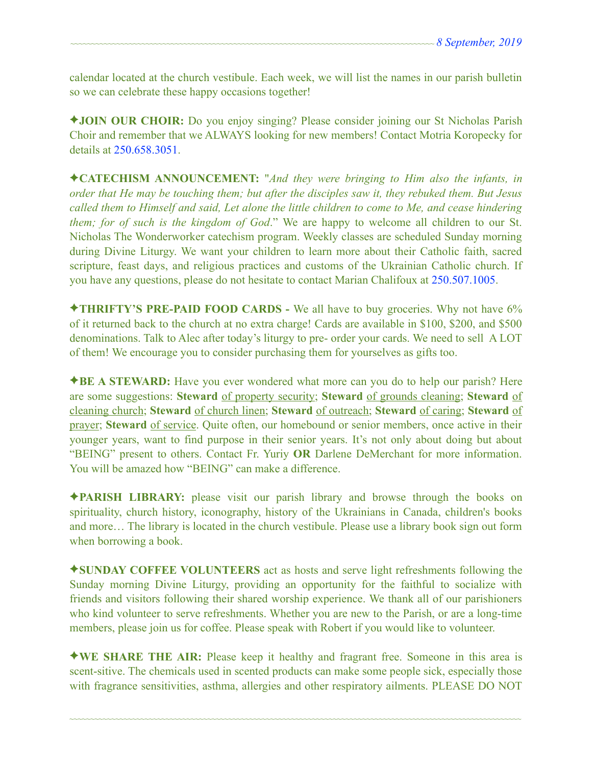calendar located at the church vestibule. Each week, we will list the names in our parish bulletin so we can celebrate these happy occasions together!

✦**JOIN OUR CHOIR:** Do you enjoy singing? Please consider joining our St Nicholas Parish Choir and remember that we ALWAYS looking for new members! Contact Motria Koropecky for details at 250.658.3051.

✦**CATECHISM ANNOUNCEMENT:** "*And they were bringing to Him also the infants, in order that He may be touching them; but after the disciples saw it, they rebuked them. But Jesus called them to Himself and said, Let alone the little children to come to Me, and cease hindering them; for of such is the kingdom of God*." We are happy to welcome all children to our St. Nicholas The Wonderworker catechism program. Weekly classes are scheduled Sunday morning during Divine Liturgy. We want your children to learn more about their Catholic faith, sacred scripture, feast days, and religious practices and customs of the Ukrainian Catholic church. If you have any questions, please do not hesitate to contact Marian Chalifoux at 250.507.1005.

✦**THRIFTY'S PRE-PAID FOOD CARDS -** We all have to buy groceries. Why not have 6% of it returned back to the church at no extra charge! Cards are available in $100, $200, and $500 denominations. Talk to Alec after today's liturgy to pre- order your cards. We need to sell A LOT of them! We encourage you to consider purchasing them for yourselves as gifts too.

✦**BE A STEWARD:** Have you ever wondered what more can you do to help our parish? Here are some suggestions: **Steward** of property security; **Steward** of grounds cleaning; **Steward** of cleaning church; **Steward** of church linen; **Steward** of outreach; **Steward** of caring; **Steward** of prayer; **Steward** of service. Quite often, our homebound or senior members, once active in their younger years, want to find purpose in their senior years. It's not only about doing but about "BEING" present to others. Contact Fr. Yuriy **OR** Darlene DeMerchant for more information. You will be amazed how "BEING" can make a difference.

✦**PARISH LIBRARY:** please visit our parish library and browse through the books on spirituality, church history, iconography, history of the Ukrainians in Canada, children's books and more… The library is located in the church vestibule. Please use a library book sign out form when borrowing a book.

✦**SUNDAY COFFEE VOLUNTEERS** act as hosts and serve light refreshments following the Sunday morning Divine Liturgy, providing an opportunity for the faithful to socialize with friends and visitors following their shared worship experience. We thank all of our parishioners who kind volunteer to serve refreshments. Whether you are new to the Parish, or are a long-time members, please join us for coffee. Please speak with Robert if you would like to volunteer.

✦**WE SHARE THE AIR:** Please keep it healthy and fragrant free. Someone in this area is scent-sitive. The chemicals used in scented products can make some people sick, especially those with fragrance sensitivities, asthma, allergies and other respiratory ailments. PLEASE DO NOT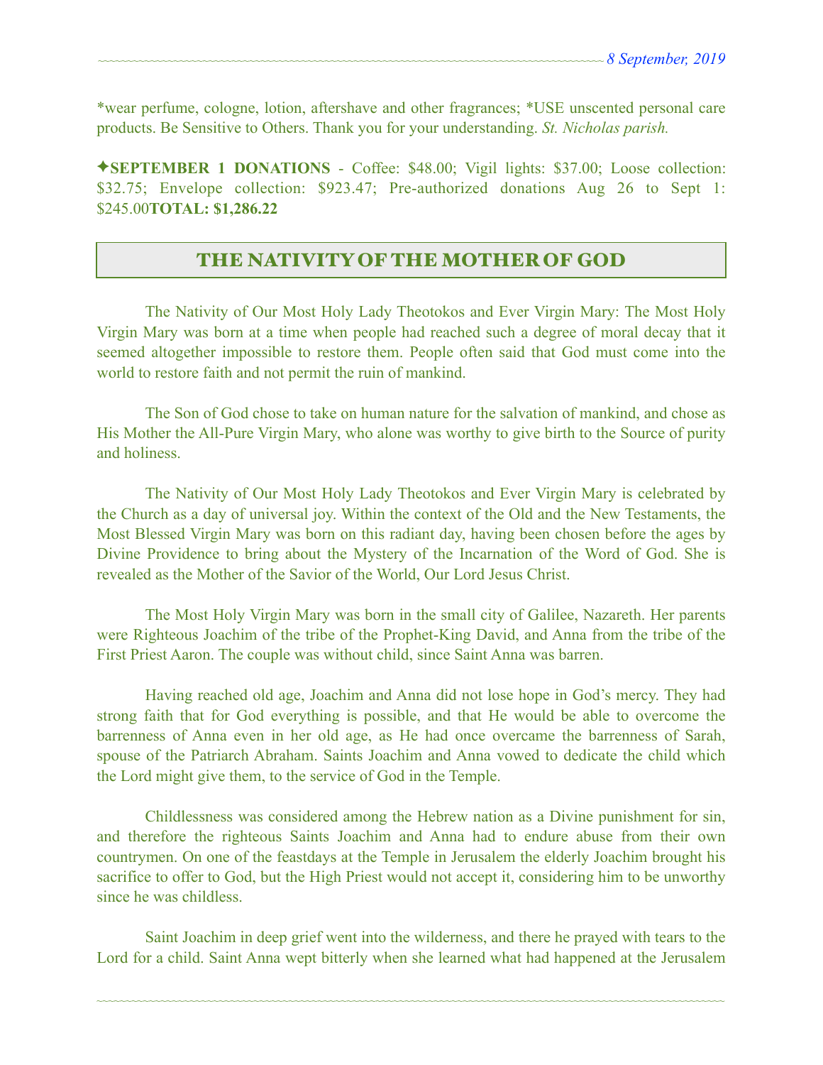*wear perfume, cologne, lotion, aftershave and other fragrances; *USE unscented personal care products. Be Sensitive to Others. Thank you for your understanding. *St. Nicholas parish.*

✦**SEPTEMBER 1 DONATIONS** - Coffee: $48.00; Vigil lights: $37.00; Loose collection: $32.75; Envelope collection: $923.47; Pre-authorized donations Aug 26 to Sept 1: $245.00**TOTAL: $1,286.22**

## THE NATIVITY OF THE MOTHER OF GOD

The Nativity of Our Most Holy Lady Theotokos and Ever Virgin Mary: The Most Holy Virgin Mary was born at a time when people had reached such a degree of moral decay that it seemed altogether impossible to restore them. People often said that God must come into the world to restore faith and not permit the ruin of mankind.

The Son of God chose to take on human nature for the salvation of mankind, and chose as His Mother the All-Pure Virgin Mary, who alone was worthy to give birth to the Source of purity and holiness.

The Nativity of Our Most Holy Lady Theotokos and Ever Virgin Mary is celebrated by the Church as a day of universal joy. Within the context of the Old and the New Testaments, the Most Blessed Virgin Mary was born on this radiant day, having been chosen before the ages by Divine Providence to bring about the Mystery of the Incarnation of the Word of God. She is revealed as the Mother of the Savior of the World, Our Lord Jesus Christ.

The Most Holy Virgin Mary was born in the small city of Galilee, Nazareth. Her parents were Righteous Joachim of the tribe of the Prophet-King David, and Anna from the tribe of the First Priest Aaron. The couple was without child, since Saint Anna was barren.

Having reached old age, Joachim and Anna did not lose hope in God's mercy. They had strong faith that for God everything is possible, and that He would be able to overcome the barrenness of Anna even in her old age, as He had once overcame the barrenness of Sarah, spouse of the Patriarch Abraham. Saints Joachim and Anna vowed to dedicate the child which the Lord might give them, to the service of God in the Temple.

Childlessness was considered among the Hebrew nation as a Divine punishment for sin, and therefore the righteous Saints Joachim and Anna had to endure abuse from their own countrymen. On one of the feastdays at the Temple in Jerusalem the elderly Joachim brought his sacrifice to offer to God, but the High Priest would not accept it, considering him to be unworthy since he was childless.

Saint Joachim in deep grief went into the wilderness, and there he prayed with tears to the Lord for a child. Saint Anna wept bitterly when she learned what had happened at the Jerusalem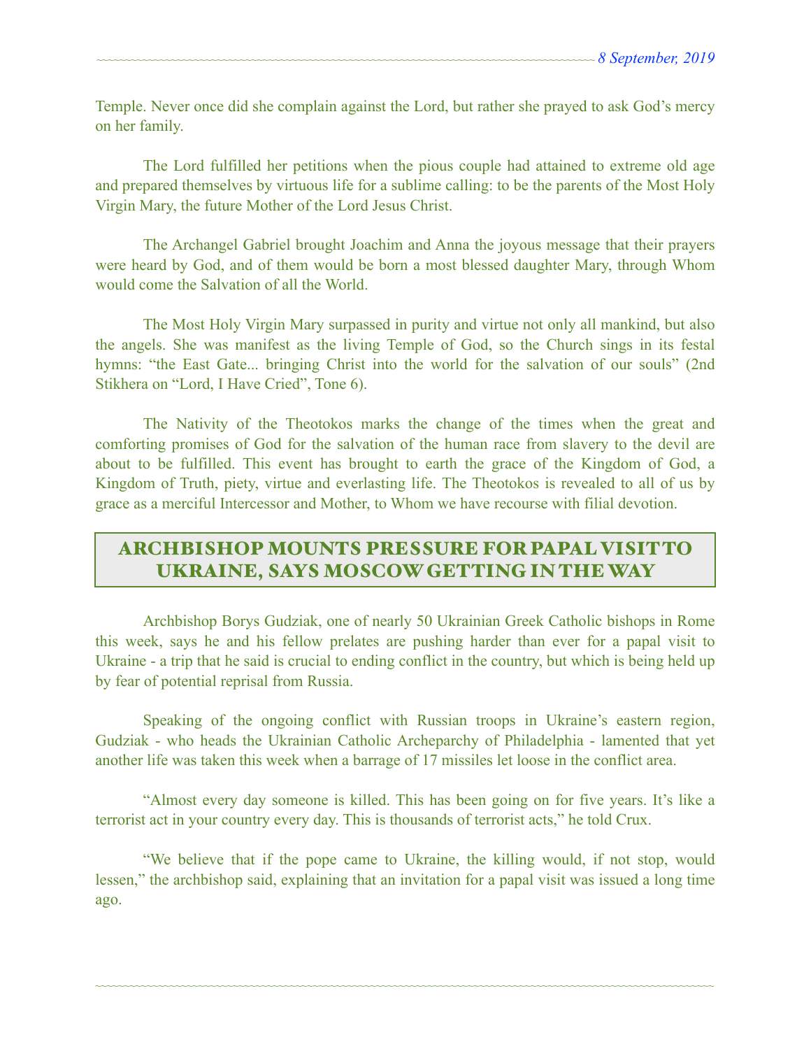Temple. Never once did she complain against the Lord, but rather she prayed to ask God's mercy on her family.

The Lord fulfilled her petitions when the pious couple had attained to extreme old age and prepared themselves by virtuous life for a sublime calling: to be the parents of the Most Holy Virgin Mary, the future Mother of the Lord Jesus Christ.

The Archangel Gabriel brought Joachim and Anna the joyous message that their prayers were heard by God, and of them would be born a most blessed daughter Mary, through Whom would come the Salvation of all the World.

The Most Holy Virgin Mary surpassed in purity and virtue not only all mankind, but also the angels. She was manifest as the living Temple of God, so the Church sings in its festal hymns: "the East Gate... bringing Christ into the world for the salvation of our souls" (2nd Stikhera on "Lord, I Have Cried", Tone 6).

The Nativity of the Theotokos marks the change of the times when the great and comforting promises of God for the salvation of the human race from slavery to the devil are about to be fulfilled. This event has brought to earth the grace of the Kingdom of God, a Kingdom of Truth, piety, virtue and everlasting life. The Theotokos is revealed to all of us by grace as a merciful Intercessor and Mother, to Whom we have recourse with filial devotion.

## ARCHBISHOP MOUNTS PRESSURE FOR PAPAL VISIT TO UKRAINE, SAYS MOSCOW GETTING IN THE WAY

Archbishop Borys Gudziak, one of nearly 50 Ukrainian Greek Catholic bishops in Rome this week, says he and his fellow prelates are pushing harder than ever for a papal visit to Ukraine - a trip that he said is crucial to ending conflict in the country, but which is being held up by fear of potential reprisal from Russia.

Speaking of the ongoing conflict with Russian troops in Ukraine's eastern region, Gudziak - who heads the Ukrainian Catholic Archeparchy of Philadelphia - lamented that yet another life was taken this week when a barrage of 17 missiles let loose in the conflict area.

"Almost every day someone is killed. This has been going on for five years. It's like a terrorist act in your country every day. This is thousands of terrorist acts," he told Crux.

"We believe that if the pope came to Ukraine, the killing would, if not stop, would lessen," the archbishop said, explaining that an invitation for a papal visit was issued a long time ago.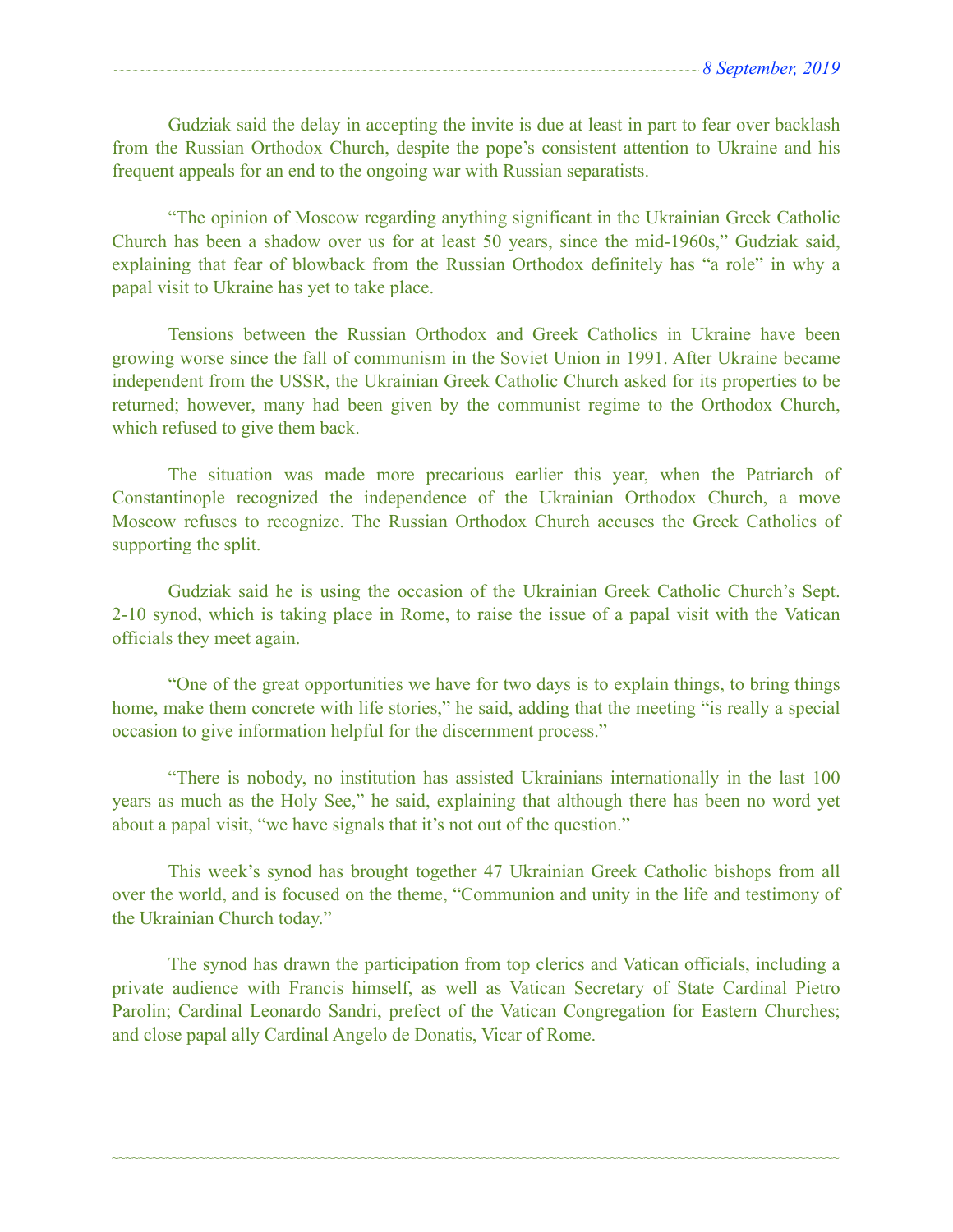Gudziak said the delay in accepting the invite is due at least in part to fear over backlash from the Russian Orthodox Church, despite the pope's consistent attention to Ukraine and his frequent appeals for an end to the ongoing war with Russian separatists.

"The opinion of Moscow regarding anything significant in the Ukrainian Greek Catholic Church has been a shadow over us for at least 50 years, since the mid-1960s," Gudziak said, explaining that fear of blowback from the Russian Orthodox definitely has "a role" in why a papal visit to Ukraine has yet to take place.

Tensions between the Russian Orthodox and Greek Catholics in Ukraine have been growing worse since the fall of communism in the Soviet Union in 1991. After Ukraine became independent from the USSR, the Ukrainian Greek Catholic Church asked for its properties to be returned; however, many had been given by the communist regime to the Orthodox Church, which refused to give them back.

The situation was made more precarious earlier this year, when the Patriarch of Constantinople recognized the independence of the Ukrainian Orthodox Church, a move Moscow refuses to recognize. The Russian Orthodox Church accuses the Greek Catholics of supporting the split.

Gudziak said he is using the occasion of the Ukrainian Greek Catholic Church's Sept. 2-10 synod, which is taking place in Rome, to raise the issue of a papal visit with the Vatican officials they meet again.

"One of the great opportunities we have for two days is to explain things, to bring things home, make them concrete with life stories," he said, adding that the meeting "is really a special occasion to give information helpful for the discernment process."

"There is nobody, no institution has assisted Ukrainians internationally in the last 100 years as much as the Holy See," he said, explaining that although there has been no word yet about a papal visit, "we have signals that it's not out of the question."

This week's synod has brought together 47 Ukrainian Greek Catholic bishops from all over the world, and is focused on the theme, "Communion and unity in the life and testimony of the Ukrainian Church today."

The synod has drawn the participation from top clerics and Vatican officials, including a private audience with Francis himself, as well as Vatican Secretary of State Cardinal Pietro Parolin; Cardinal Leonardo Sandri, prefect of the Vatican Congregation for Eastern Churches; and close papal ally Cardinal Angelo de Donatis, Vicar of Rome.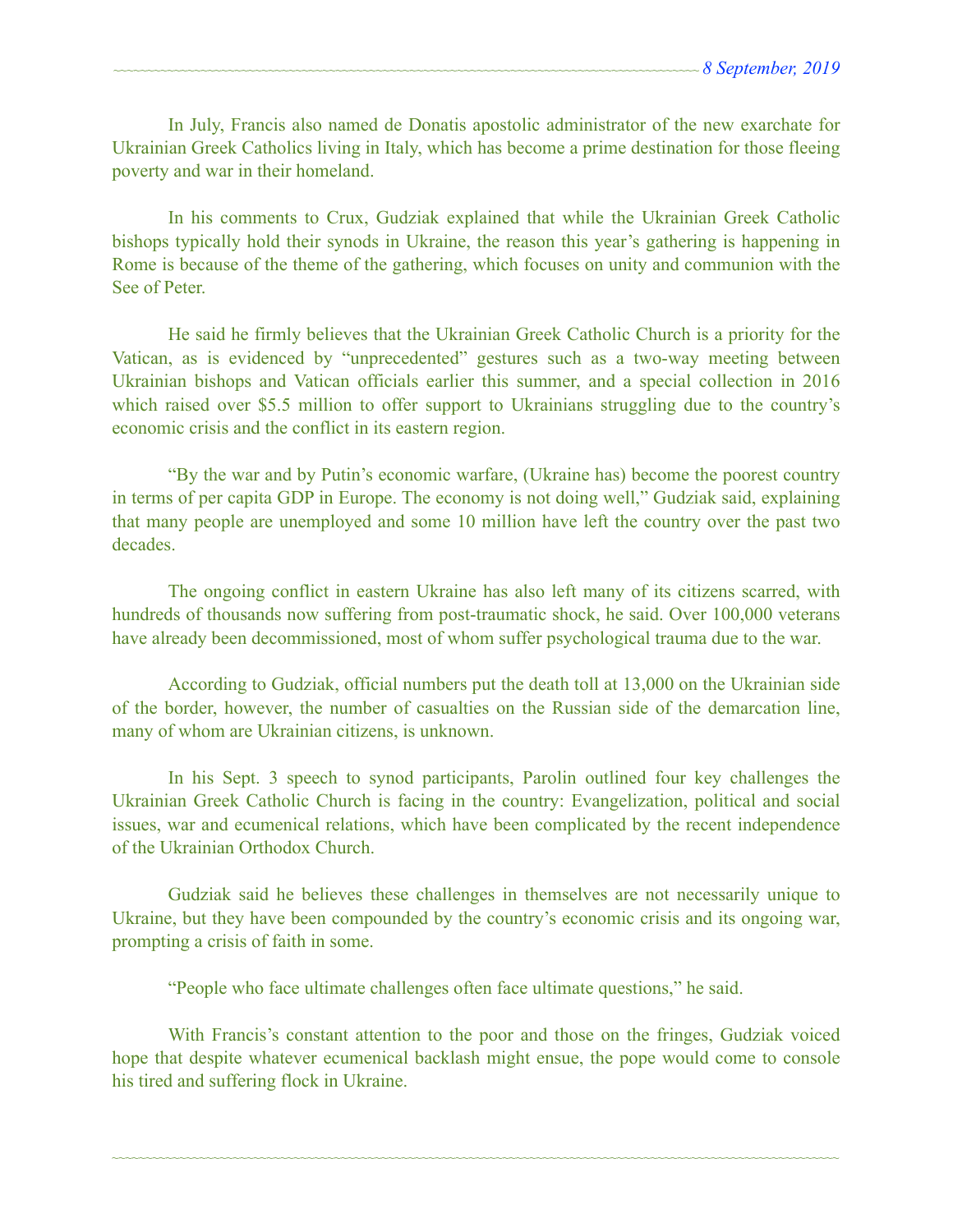In July, Francis also named de Donatis apostolic administrator of the new exarchate for Ukrainian Greek Catholics living in Italy, which has become a prime destination for those fleeing poverty and war in their homeland.

In his comments to Crux, Gudziak explained that while the Ukrainian Greek Catholic bishops typically hold their synods in Ukraine, the reason this year's gathering is happening in Rome is because of the theme of the gathering, which focuses on unity and communion with the See of Peter.

He said he firmly believes that the Ukrainian Greek Catholic Church is a priority for the Vatican, as is evidenced by "unprecedented" gestures such as a two-way meeting between Ukrainian bishops and Vatican officials earlier this summer, and a special collection in 2016 which raised over $5.5 million to offer support to Ukrainians struggling due to the country's economic crisis and the conflict in its eastern region.

"By the war and by Putin's economic warfare, (Ukraine has) become the poorest country in terms of per capita GDP in Europe. The economy is not doing well," Gudziak said, explaining that many people are unemployed and some 10 million have left the country over the past two decades.

The ongoing conflict in eastern Ukraine has also left many of its citizens scarred, with hundreds of thousands now suffering from post-traumatic shock, he said. Over 100,000 veterans have already been decommissioned, most of whom suffer psychological trauma due to the war.

According to Gudziak, official numbers put the death toll at 13,000 on the Ukrainian side of the border, however, the number of casualties on the Russian side of the demarcation line, many of whom are Ukrainian citizens, is unknown.

In his Sept. 3 speech to synod participants, Parolin outlined four key challenges the Ukrainian Greek Catholic Church is facing in the country: Evangelization, political and social issues, war and ecumenical relations, which have been complicated by the recent independence of the Ukrainian Orthodox Church.

Gudziak said he believes these challenges in themselves are not necessarily unique to Ukraine, but they have been compounded by the country's economic crisis and its ongoing war, prompting a crisis of faith in some.

"People who face ultimate challenges often face ultimate questions," he said.

With Francis's constant attention to the poor and those on the fringes, Gudziak voiced hope that despite whatever ecumenical backlash might ensue, the pope would come to console his tired and suffering flock in Ukraine.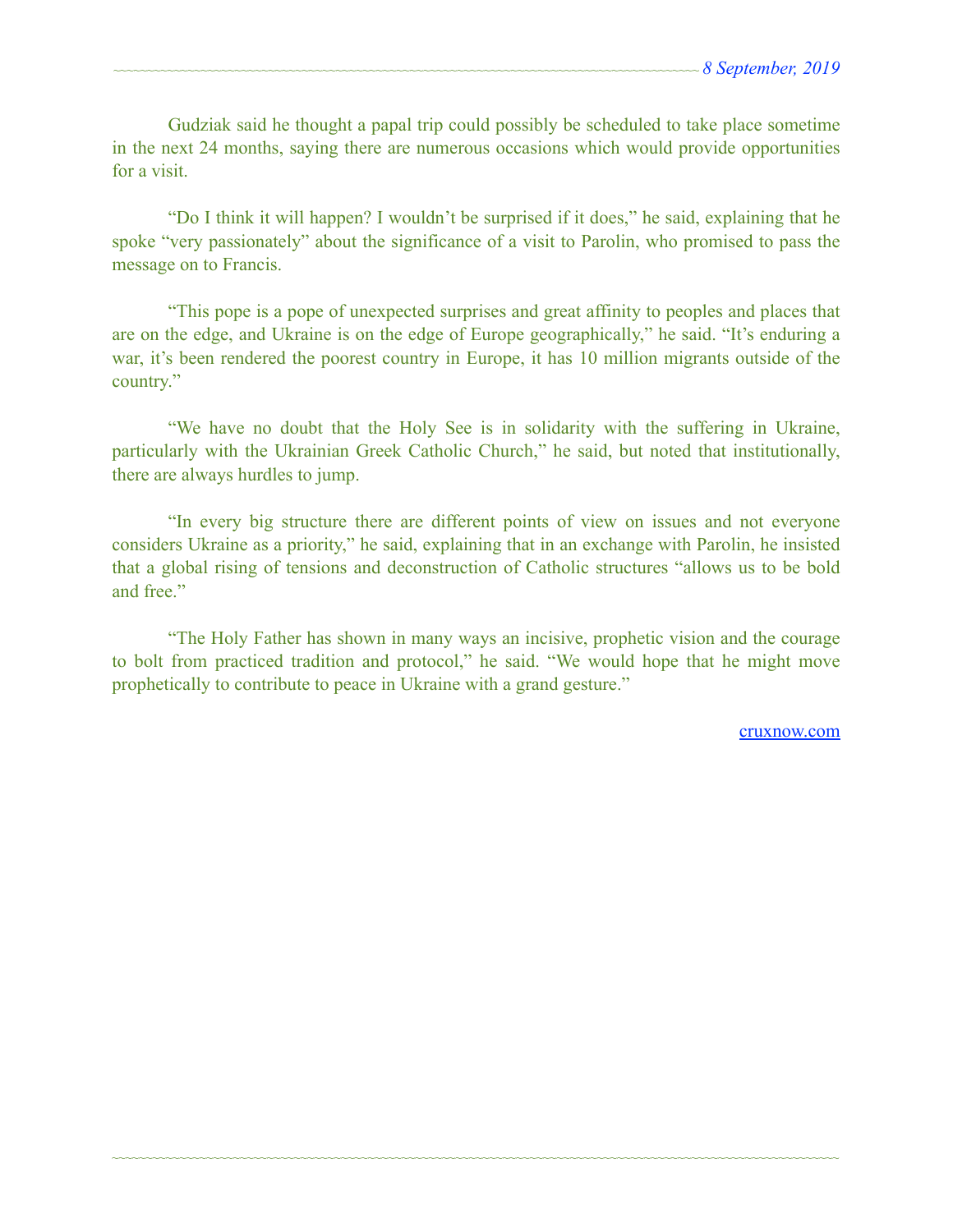Gudziak said he thought a papal trip could possibly be scheduled to take place sometime in the next 24 months, saying there are numerous occasions which would provide opportunities for a visit.

"Do I think it will happen? I wouldn't be surprised if it does," he said, explaining that he spoke "very passionately" about the significance of a visit to Parolin, who promised to pass the message on to Francis.

"This pope is a pope of unexpected surprises and great affinity to peoples and places that are on the edge, and Ukraine is on the edge of Europe geographically," he said. "It's enduring a war, it's been rendered the poorest country in Europe, it has 10 million migrants outside of the country."

"We have no doubt that the Holy See is in solidarity with the suffering in Ukraine, particularly with the Ukrainian Greek Catholic Church," he said, but noted that institutionally, there are always hurdles to jump.

"In every big structure there are different points of view on issues and not everyone considers Ukraine as a priority," he said, explaining that in an exchange with Parolin, he insisted that a global rising of tensions and deconstruction of Catholic structures "allows us to be bold and free."

"The Holy Father has shown in many ways an incisive, prophetic vision and the courage to bolt from practiced tradition and protocol," he said. "We would hope that he might move prophetically to contribute to peace in Ukraine with a grand gesture."

cruxnow.com